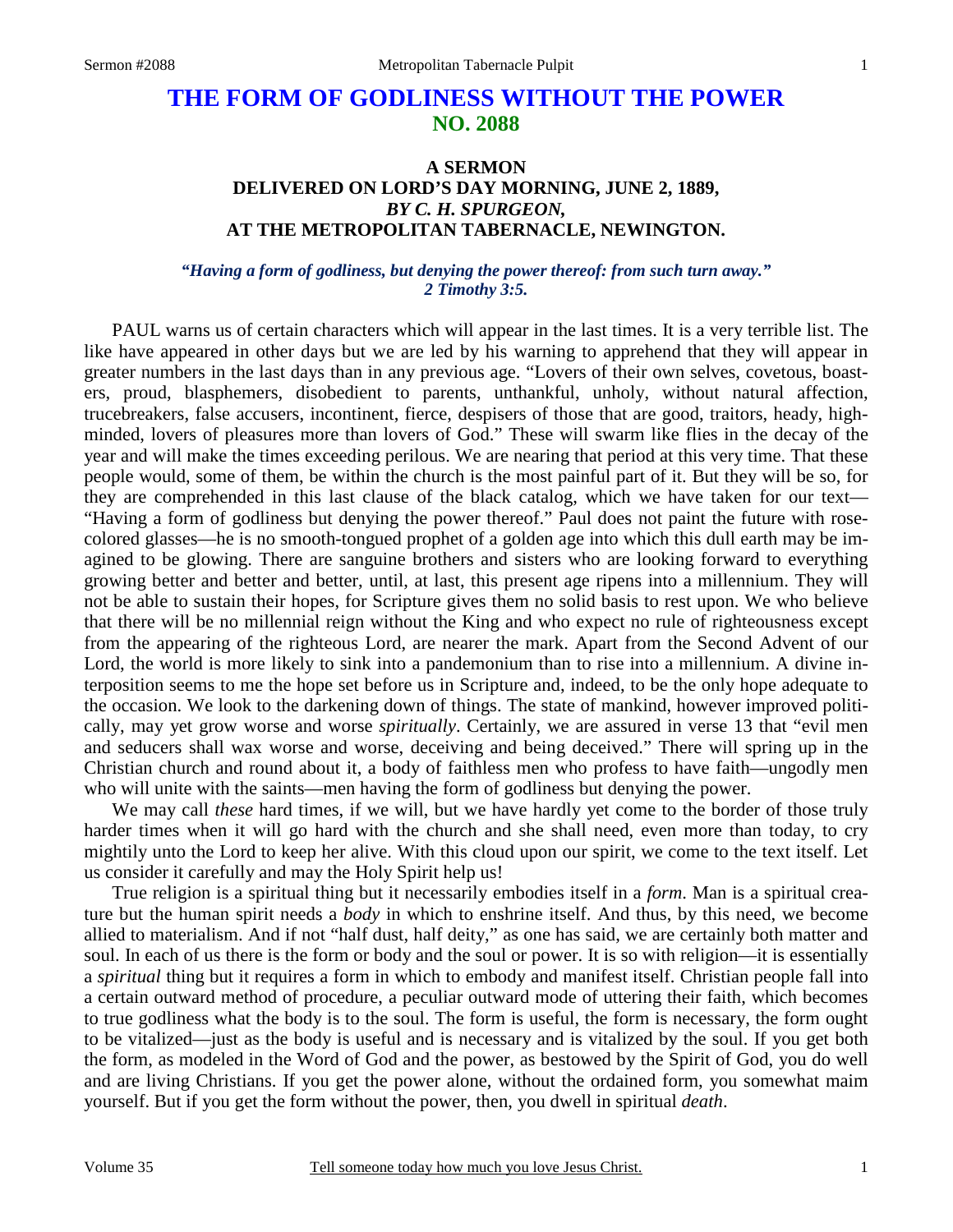# THE FORM OF GODLINESS WITHOUT THE POWER
## NO. 2088

### A SERMON
### DELIVERED ON LORD'S DAY MORNING, JUNE 2, 1889,
### *BY C. H. SPURGEON,*
### AT THE METROPOLITAN TABERNACLE, NEWINGTON.

***"Having a form of godliness, but denying the power thereof: from such turn away." 2 Timothy 3:5.***

PAUL warns us of certain characters which will appear in the last times. It is a very terrible list. The like have appeared in other days but we are led by his warning to apprehend that they will appear in greater numbers in the last days than in any previous age. "Lovers of their own selves, covetous, boasters, proud, blasphemers, disobedient to parents, unthankful, unholy, without natural affection, trucebreakers, false accusers, incontinent, fierce, despisers of those that are good, traitors, heady, highminded, lovers of pleasures more than lovers of God." These will swarm like flies in the decay of the year and will make the times exceeding perilous. We are nearing that period at this very time. That these people would, some of them, be within the church is the most painful part of it. But they will be so, for they are comprehended in this last clause of the black catalog, which we have taken for our text—"Having a form of godliness but denying the power thereof." Paul does not paint the future with rose-colored glasses—he is no smooth-tongued prophet of a golden age into which this dull earth may be imagined to be glowing. There are sanguine brothers and sisters who are looking forward to everything growing better and better and better, until, at last, this present age ripens into a millennium. They will not be able to sustain their hopes, for Scripture gives them no solid basis to rest upon. We who believe that there will be no millennial reign without the King and who expect no rule of righteousness except from the appearing of the righteous Lord, are nearer the mark. Apart from the Second Advent of our Lord, the world is more likely to sink into a pandemonium than to rise into a millennium. A divine interposition seems to me the hope set before us in Scripture and, indeed, to be the only hope adequate to the occasion. We look to the darkening down of things. The state of mankind, however improved politically, may yet grow worse and worse *spiritually*. Certainly, we are assured in verse 13 that "evil men and seducers shall wax worse and worse, deceiving and being deceived." There will spring up in the Christian church and round about it, a body of faithless men who profess to have faith—ungodly men who will unite with the saints—men having the form of godliness but denying the power.

We may call *these* hard times, if we will, but we have hardly yet come to the border of those truly harder times when it will go hard with the church and she shall need, even more than today, to cry mightily unto the Lord to keep her alive. With this cloud upon our spirit, we come to the text itself. Let us consider it carefully and may the Holy Spirit help us!

True religion is a spiritual thing but it necessarily embodies itself in a *form*. Man is a spiritual creature but the human spirit needs a *body* in which to enshrine itself. And thus, by this need, we become allied to materialism. And if not "half dust, half deity," as one has said, we are certainly both matter and soul. In each of us there is the form or body and the soul or power. It is so with religion—it is essentially a *spiritual* thing but it requires a form in which to embody and manifest itself. Christian people fall into a certain outward method of procedure, a peculiar outward mode of uttering their faith, which becomes to true godliness what the body is to the soul. The form is useful, the form is necessary, the form ought to be vitalized—just as the body is useful and is necessary and is vitalized by the soul. If you get both the form, as modeled in the Word of God and the power, as bestowed by the Spirit of God, you do well and are living Christians. If you get the power alone, without the ordained form, you somewhat maim yourself. But if you get the form without the power, then, you dwell in spiritual *death*.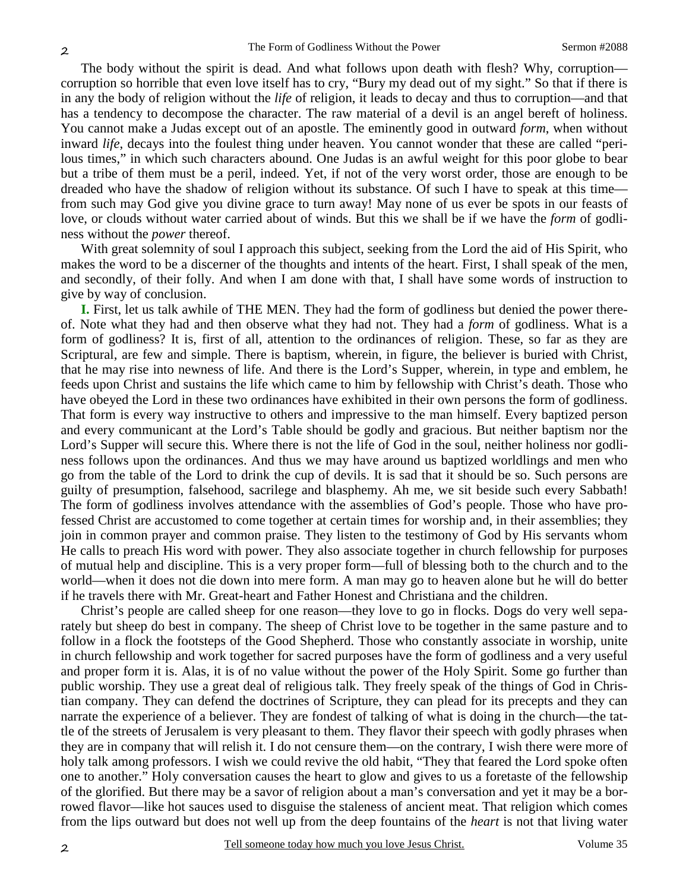The body without the spirit is dead. And what follows upon death with flesh? Why, corruption—corruption so horrible that even love itself has to cry, "Bury my dead out of my sight." So that if there is in any the body of religion without the *life* of religion, it leads to decay and thus to corruption—and that has a tendency to decompose the character. The raw material of a devil is an angel bereft of holiness. You cannot make a Judas except out of an apostle. The eminently good in outward *form*, when without inward *life*, decays into the foulest thing under heaven. You cannot wonder that these are called "perilous times," in which such characters abound. One Judas is an awful weight for this poor globe to bear but a tribe of them must be a peril, indeed. Yet, if not of the very worst order, those are enough to be dreaded who have the shadow of religion without its substance. Of such I have to speak at this time—from such may God give you divine grace to turn away! May none of us ever be spots in our feasts of love, or clouds without water carried about of winds. But this we shall be if we have the *form* of godliness without the *power* thereof.

With great solemnity of soul I approach this subject, seeking from the Lord the aid of His Spirit, who makes the word to be a discerner of the thoughts and intents of the heart. First, I shall speak of the men, and secondly, of their folly. And when I am done with that, I shall have some words of instruction to give by way of conclusion.

**I.** First, let us talk awhile of THE MEN. They had the form of godliness but denied the power thereof. Note what they had and then observe what they had not. They had a *form* of godliness. What is a form of godliness? It is, first of all, attention to the ordinances of religion. These, so far as they are Scriptural, are few and simple. There is baptism, wherein, in figure, the believer is buried with Christ, that he may rise into newness of life. And there is the Lord's Supper, wherein, in type and emblem, he feeds upon Christ and sustains the life which came to him by fellowship with Christ's death. Those who have obeyed the Lord in these two ordinances have exhibited in their own persons the form of godliness. That form is every way instructive to others and impressive to the man himself. Every baptized person and every communicant at the Lord's Table should be godly and gracious. But neither baptism nor the Lord's Supper will secure this. Where there is not the life of God in the soul, neither holiness nor godliness follows upon the ordinances. And thus we may have around us baptized worldlings and men who go from the table of the Lord to drink the cup of devils. It is sad that it should be so. Such persons are guilty of presumption, falsehood, sacrilege and blasphemy. Ah me, we sit beside such every Sabbath! The form of godliness involves attendance with the assemblies of God's people. Those who have professed Christ are accustomed to come together at certain times for worship and, in their assemblies; they join in common prayer and common praise. They listen to the testimony of God by His servants whom He calls to preach His word with power. They also associate together in church fellowship for purposes of mutual help and discipline. This is a very proper form—full of blessing both to the church and to the world—when it does not die down into mere form. A man may go to heaven alone but he will do better if he travels there with Mr. Great-heart and Father Honest and Christiana and the children.

Christ's people are called sheep for one reason—they love to go in flocks. Dogs do very well separately but sheep do best in company. The sheep of Christ love to be together in the same pasture and to follow in a flock the footsteps of the Good Shepherd. Those who constantly associate in worship, unite in church fellowship and work together for sacred purposes have the form of godliness and a very useful and proper form it is. Alas, it is of no value without the power of the Holy Spirit. Some go further than public worship. They use a great deal of religious talk. They freely speak of the things of God in Christian company. They can defend the doctrines of Scripture, they can plead for its precepts and they can narrate the experience of a believer. They are fondest of talking of what is doing in the church—the tattle of the streets of Jerusalem is very pleasant to them. They flavor their speech with godly phrases when they are in company that will relish it. I do not censure them—on the contrary, I wish there were more of holy talk among professors. I wish we could revive the old habit, "They that feared the Lord spoke often one to another." Holy conversation causes the heart to glow and gives to us a foretaste of the fellowship of the glorified. But there may be a savor of religion about a man's conversation and yet it may be a borrowed flavor—like hot sauces used to disguise the staleness of ancient meat. That religion which comes from the lips outward but does not well up from the deep fountains of the *heart* is not that living water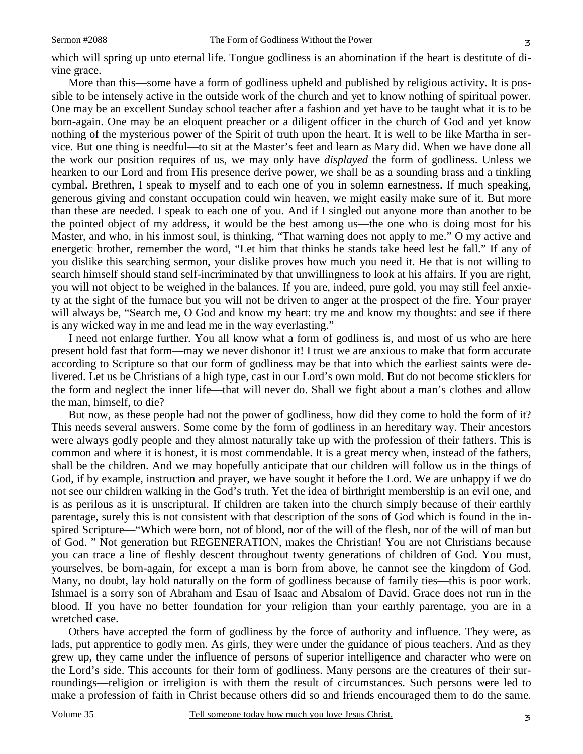which will spring up unto eternal life. Tongue godliness is an abomination if the heart is destitute of divine grace.

More than this—some have a form of godliness upheld and published by religious activity. It is possible to be intensely active in the outside work of the church and yet to know nothing of spiritual power. One may be an excellent Sunday school teacher after a fashion and yet have to be taught what it is to be born-again. One may be an eloquent preacher or a diligent officer in the church of God and yet know nothing of the mysterious power of the Spirit of truth upon the heart. It is well to be like Martha in service. But one thing is needful—to sit at the Master's feet and learn as Mary did. When we have done all the work our position requires of us, we may only have *displayed* the form of godliness. Unless we hearken to our Lord and from His presence derive power, we shall be as a sounding brass and a tinkling cymbal. Brethren, I speak to myself and to each one of you in solemn earnestness. If much speaking, generous giving and constant occupation could win heaven, we might easily make sure of it. But more than these are needed. I speak to each one of you. And if I singled out anyone more than another to be the pointed object of my address, it would be the best among us—the one who is doing most for his Master, and who, in his inmost soul, is thinking, "That warning does not apply to me." O my active and energetic brother, remember the word, "Let him that thinks he stands take heed lest he fall." If any of you dislike this searching sermon, your dislike proves how much you need it. He that is not willing to search himself should stand self-incriminated by that unwillingness to look at his affairs. If you are right, you will not object to be weighed in the balances. If you are, indeed, pure gold, you may still feel anxiety at the sight of the furnace but you will not be driven to anger at the prospect of the fire. Your prayer will always be, "Search me, O God and know my heart: try me and know my thoughts: and see if there is any wicked way in me and lead me in the way everlasting."

I need not enlarge further. You all know what a form of godliness is, and most of us who are here present hold fast that form—may we never dishonor it! I trust we are anxious to make that form accurate according to Scripture so that our form of godliness may be that into which the earliest saints were delivered. Let us be Christians of a high type, cast in our Lord's own mold. But do not become sticklers for the form and neglect the inner life—that will never do. Shall we fight about a man's clothes and allow the man, himself, to die?

But now, as these people had not the power of godliness, how did they come to hold the form of it? This needs several answers. Some come by the form of godliness in an hereditary way. Their ancestors were always godly people and they almost naturally take up with the profession of their fathers. This is common and where it is honest, it is most commendable. It is a great mercy when, instead of the fathers, shall be the children. And we may hopefully anticipate that our children will follow us in the things of God, if by example, instruction and prayer, we have sought it before the Lord. We are unhappy if we do not see our children walking in the God's truth. Yet the idea of birthright membership is an evil one, and is as perilous as it is unscriptural. If children are taken into the church simply because of their earthly parentage, surely this is not consistent with that description of the sons of God which is found in the inspired Scripture—"Which were born, not of blood, nor of the will of the flesh, nor of the will of man but of God. " Not generation but REGENERATION, makes the Christian! You are not Christians because you can trace a line of fleshly descent throughout twenty generations of children of God. You must, yourselves, be born-again, for except a man is born from above, he cannot see the kingdom of God. Many, no doubt, lay hold naturally on the form of godliness because of family ties—this is poor work. Ishmael is a sorry son of Abraham and Esau of Isaac and Absalom of David. Grace does not run in the blood. If you have no better foundation for your religion than your earthly parentage, you are in a wretched case.

Others have accepted the form of godliness by the force of authority and influence. They were, as lads, put apprentice to godly men. As girls, they were under the guidance of pious teachers. And as they grew up, they came under the influence of persons of superior intelligence and character who were on the Lord's side. This accounts for their form of godliness. Many persons are the creatures of their surroundings—religion or irreligion is with them the result of circumstances. Such persons were led to make a profession of faith in Christ because others did so and friends encouraged them to do the same.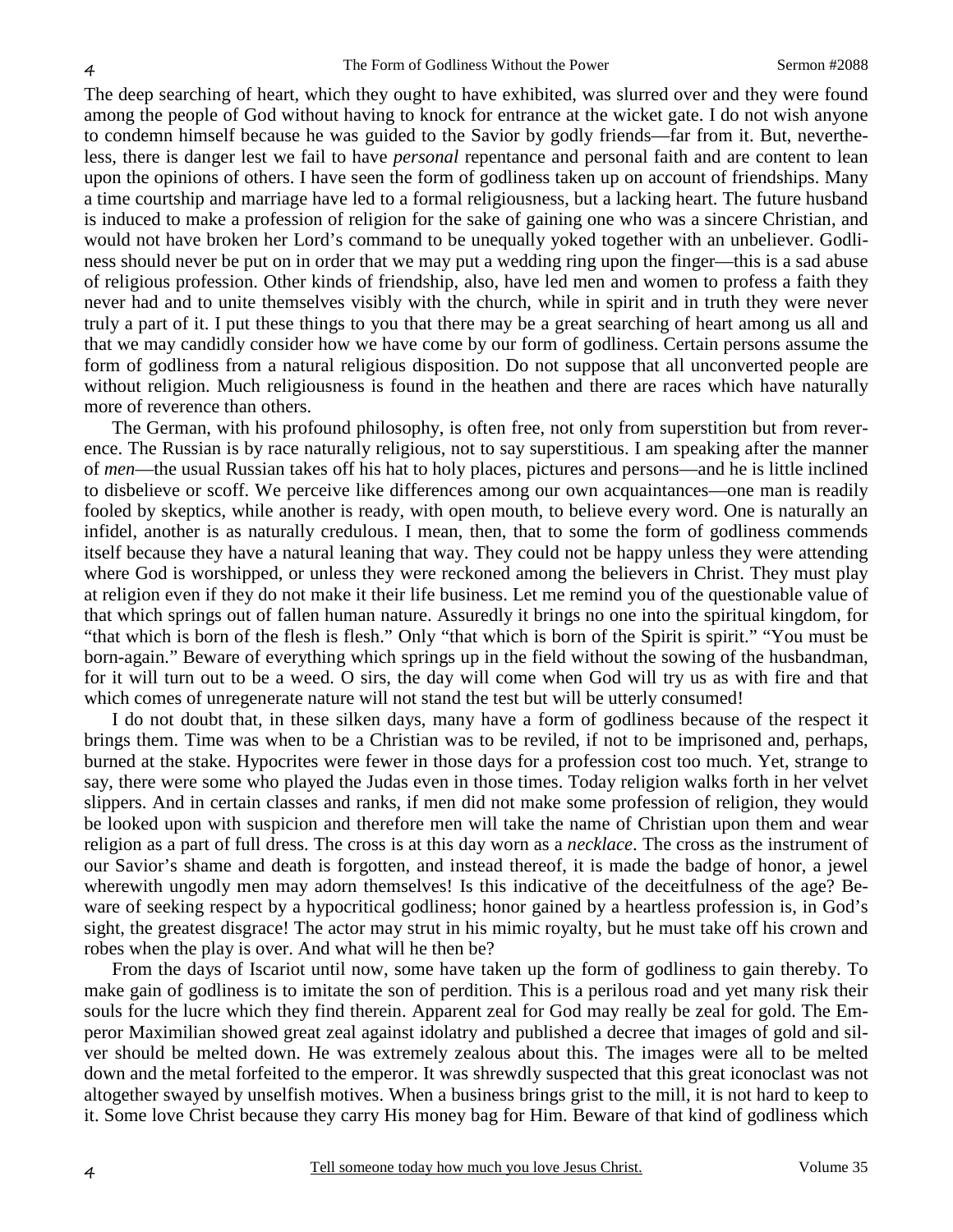The deep searching of heart, which they ought to have exhibited, was slurred over and they were found among the people of God without having to knock for entrance at the wicket gate. I do not wish anyone to condemn himself because he was guided to the Savior by godly friends—far from it. But, nevertheless, there is danger lest we fail to have *personal* repentance and personal faith and are content to lean upon the opinions of others. I have seen the form of godliness taken up on account of friendships. Many a time courtship and marriage have led to a formal religiousness, but a lacking heart. The future husband is induced to make a profession of religion for the sake of gaining one who was a sincere Christian, and would not have broken her Lord's command to be unequally yoked together with an unbeliever. Godliness should never be put on in order that we may put a wedding ring upon the finger—this is a sad abuse of religious profession. Other kinds of friendship, also, have led men and women to profess a faith they never had and to unite themselves visibly with the church, while in spirit and in truth they were never truly a part of it. I put these things to you that there may be a great searching of heart among us all and that we may candidly consider how we have come by our form of godliness. Certain persons assume the form of godliness from a natural religious disposition. Do not suppose that all unconverted people are without religion. Much religiousness is found in the heathen and there are races which have naturally more of reverence than others.

The German, with his profound philosophy, is often free, not only from superstition but from reverence. The Russian is by race naturally religious, not to say superstitious. I am speaking after the manner of *men*—the usual Russian takes off his hat to holy places, pictures and persons—and he is little inclined to disbelieve or scoff. We perceive like differences among our own acquaintances—one man is readily fooled by skeptics, while another is ready, with open mouth, to believe every word. One is naturally an infidel, another is as naturally credulous. I mean, then, that to some the form of godliness commends itself because they have a natural leaning that way. They could not be happy unless they were attending where God is worshipped, or unless they were reckoned among the believers in Christ. They must play at religion even if they do not make it their life business. Let me remind you of the questionable value of that which springs out of fallen human nature. Assuredly it brings no one into the spiritual kingdom, for "that which is born of the flesh is flesh." Only "that which is born of the Spirit is spirit." "You must be born-again." Beware of everything which springs up in the field without the sowing of the husbandman, for it will turn out to be a weed. O sirs, the day will come when God will try us as with fire and that which comes of unregenerate nature will not stand the test but will be utterly consumed!

I do not doubt that, in these silken days, many have a form of godliness because of the respect it brings them. Time was when to be a Christian was to be reviled, if not to be imprisoned and, perhaps, burned at the stake. Hypocrites were fewer in those days for a profession cost too much. Yet, strange to say, there were some who played the Judas even in those times. Today religion walks forth in her velvet slippers. And in certain classes and ranks, if men did not make some profession of religion, they would be looked upon with suspicion and therefore men will take the name of Christian upon them and wear religion as a part of full dress. The cross is at this day worn as a *necklace*. The cross as the instrument of our Savior's shame and death is forgotten, and instead thereof, it is made the badge of honor, a jewel wherewith ungodly men may adorn themselves! Is this indicative of the deceitfulness of the age? Beware of seeking respect by a hypocritical godliness; honor gained by a heartless profession is, in God's sight, the greatest disgrace! The actor may strut in his mimic royalty, but he must take off his crown and robes when the play is over. And what will he then be?

From the days of Iscariot until now, some have taken up the form of godliness to gain thereby. To make gain of godliness is to imitate the son of perdition. This is a perilous road and yet many risk their souls for the lucre which they find therein. Apparent zeal for God may really be zeal for gold. The Emperor Maximilian showed great zeal against idolatry and published a decree that images of gold and silver should be melted down. He was extremely zealous about this. The images were all to be melted down and the metal forfeited to the emperor. It was shrewdly suspected that this great iconoclast was not altogether swayed by unselfish motives. When a business brings grist to the mill, it is not hard to keep to it. Some love Christ because they carry His money bag for Him. Beware of that kind of godliness which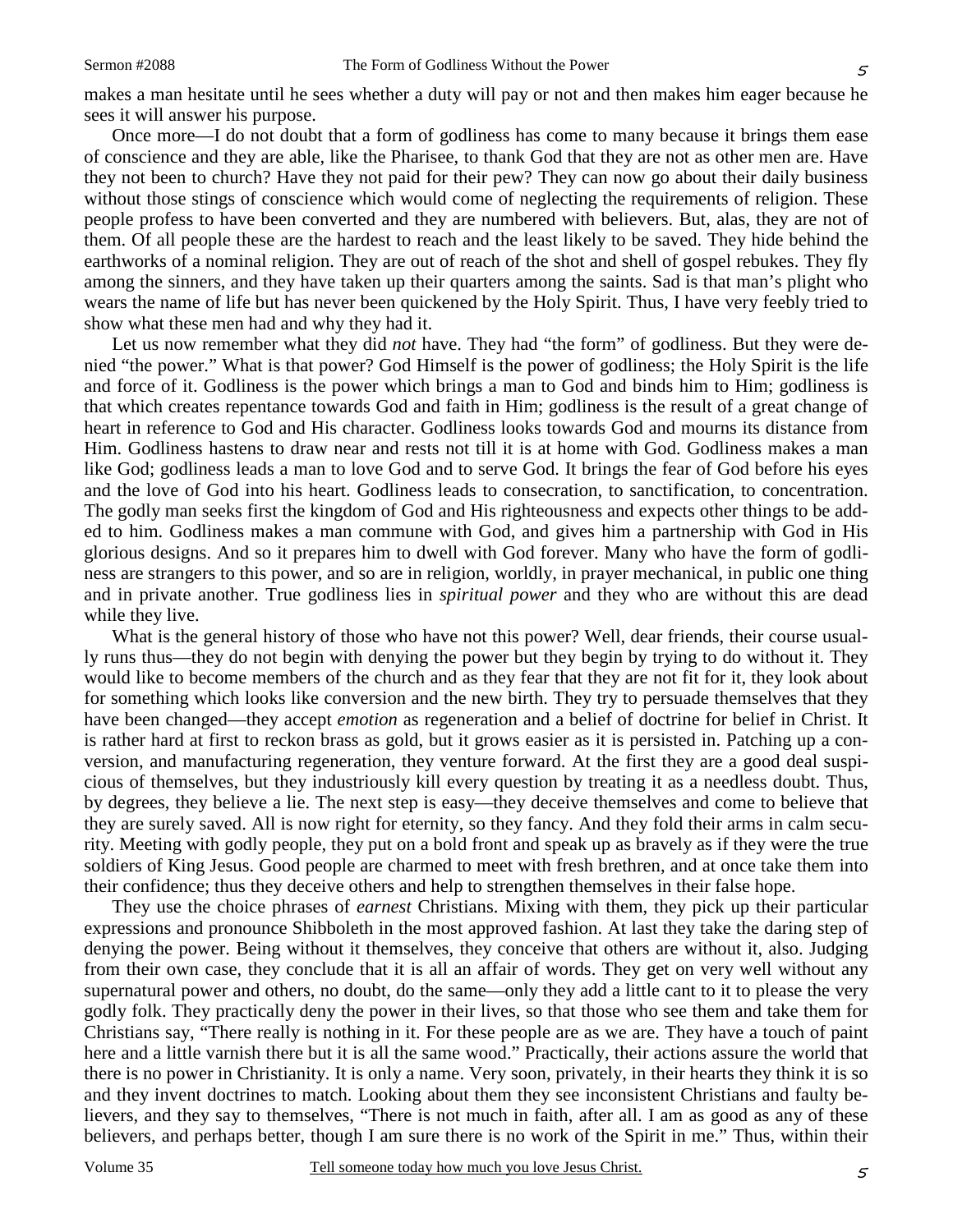makes a man hesitate until he sees whether a duty will pay or not and then makes him eager because he sees it will answer his purpose.

Once more—I do not doubt that a form of godliness has come to many because it brings them ease of conscience and they are able, like the Pharisee, to thank God that they are not as other men are. Have they not been to church? Have they not paid for their pew? They can now go about their daily business without those stings of conscience which would come of neglecting the requirements of religion. These people profess to have been converted and they are numbered with believers. But, alas, they are not of them. Of all people these are the hardest to reach and the least likely to be saved. They hide behind the earthworks of a nominal religion. They are out of reach of the shot and shell of gospel rebukes. They fly among the sinners, and they have taken up their quarters among the saints. Sad is that man's plight who wears the name of life but has never been quickened by the Holy Spirit. Thus, I have very feebly tried to show what these men had and why they had it.

Let us now remember what they did *not* have. They had "the form" of godliness. But they were denied "the power." What is that power? God Himself is the power of godliness; the Holy Spirit is the life and force of it. Godliness is the power which brings a man to God and binds him to Him; godliness is that which creates repentance towards God and faith in Him; godliness is the result of a great change of heart in reference to God and His character. Godliness looks towards God and mourns its distance from Him. Godliness hastens to draw near and rests not till it is at home with God. Godliness makes a man like God; godliness leads a man to love God and to serve God. It brings the fear of God before his eyes and the love of God into his heart. Godliness leads to consecration, to sanctification, to concentration. The godly man seeks first the kingdom of God and His righteousness and expects other things to be added to him. Godliness makes a man commune with God, and gives him a partnership with God in His glorious designs. And so it prepares him to dwell with God forever. Many who have the form of godliness are strangers to this power, and so are in religion, worldly, in prayer mechanical, in public one thing and in private another. True godliness lies in *spiritual power* and they who are without this are dead while they live.

What is the general history of those who have not this power? Well, dear friends, their course usually runs thus—they do not begin with denying the power but they begin by trying to do without it. They would like to become members of the church and as they fear that they are not fit for it, they look about for something which looks like conversion and the new birth. They try to persuade themselves that they have been changed—they accept *emotion* as regeneration and a belief of doctrine for belief in Christ. It is rather hard at first to reckon brass as gold, but it grows easier as it is persisted in. Patching up a conversion, and manufacturing regeneration, they venture forward. At the first they are a good deal suspicious of themselves, but they industriously kill every question by treating it as a needless doubt. Thus, by degrees, they believe a lie. The next step is easy—they deceive themselves and come to believe that they are surely saved. All is now right for eternity, so they fancy. And they fold their arms in calm security. Meeting with godly people, they put on a bold front and speak up as bravely as if they were the true soldiers of King Jesus. Good people are charmed to meet with fresh brethren, and at once take them into their confidence; thus they deceive others and help to strengthen themselves in their false hope.

They use the choice phrases of *earnest* Christians. Mixing with them, they pick up their particular expressions and pronounce Shibboleth in the most approved fashion. At last they take the daring step of denying the power. Being without it themselves, they conceive that others are without it, also. Judging from their own case, they conclude that it is all an affair of words. They get on very well without any supernatural power and others, no doubt, do the same—only they add a little cant to it to please the very godly folk. They practically deny the power in their lives, so that those who see them and take them for Christians say, "There really is nothing in it. For these people are as we are. They have a touch of paint here and a little varnish there but it is all the same wood." Practically, their actions assure the world that there is no power in Christianity. It is only a name. Very soon, privately, in their hearts they think it is so and they invent doctrines to match. Looking about them they see inconsistent Christians and faulty believers, and they say to themselves, "There is not much in faith, after all. I am as good as any of these believers, and perhaps better, though I am sure there is no work of the Spirit in me." Thus, within their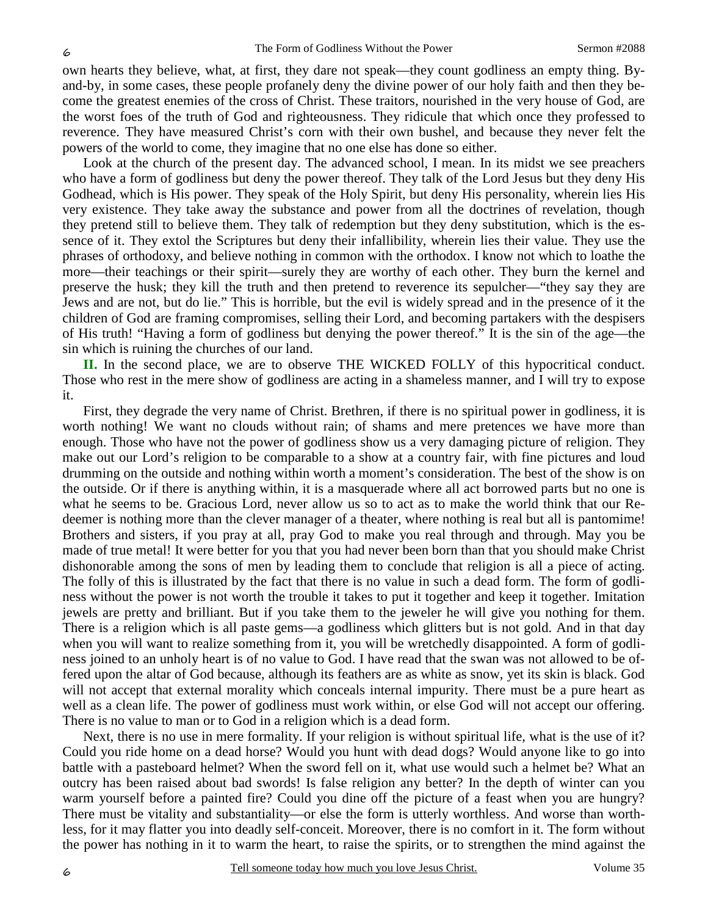own hearts they believe, what, at first, they dare not speak—they count godliness an empty thing. By-and-by, in some cases, these people profanely deny the divine power of our holy faith and then they become the greatest enemies of the cross of Christ. These traitors, nourished in the very house of God, are the worst foes of the truth of God and righteousness. They ridicule that which once they professed to reverence. They have measured Christ's corn with their own bushel, and because they never felt the powers of the world to come, they imagine that no one else has done so either.

Look at the church of the present day. The advanced school, I mean. In its midst we see preachers who have a form of godliness but deny the power thereof. They talk of the Lord Jesus but they deny His Godhead, which is His power. They speak of the Holy Spirit, but deny His personality, wherein lies His very existence. They take away the substance and power from all the doctrines of revelation, though they pretend still to believe them. They talk of redemption but they deny substitution, which is the essence of it. They extol the Scriptures but deny their infallibility, wherein lies their value. They use the phrases of orthodoxy, and believe nothing in common with the orthodox. I know not which to loathe the more—their teachings or their spirit—surely they are worthy of each other. They burn the kernel and preserve the husk; they kill the truth and then pretend to reverence its sepulcher—"they say they are Jews and are not, but do lie." This is horrible, but the evil is widely spread and in the presence of it the children of God are framing compromises, selling their Lord, and becoming partakers with the despisers of His truth! "Having a form of godliness but denying the power thereof." It is the sin of the age—the sin which is ruining the churches of our land.

**II.** In the second place, we are to observe THE WICKED FOLLY of this hypocritical conduct. Those who rest in the mere show of godliness are acting in a shameless manner, and I will try to expose it.

First, they degrade the very name of Christ. Brethren, if there is no spiritual power in godliness, it is worth nothing! We want no clouds without rain; of shams and mere pretences we have more than enough. Those who have not the power of godliness show us a very damaging picture of religion. They make out our Lord's religion to be comparable to a show at a country fair, with fine pictures and loud drumming on the outside and nothing within worth a moment's consideration. The best of the show is on the outside. Or if there is anything within, it is a masquerade where all act borrowed parts but no one is what he seems to be. Gracious Lord, never allow us so to act as to make the world think that our Redeemer is nothing more than the clever manager of a theater, where nothing is real but all is pantomime! Brothers and sisters, if you pray at all, pray God to make you real through and through. May you be made of true metal! It were better for you that you had never been born than that you should make Christ dishonorable among the sons of men by leading them to conclude that religion is all a piece of acting. The folly of this is illustrated by the fact that there is no value in such a dead form. The form of godliness without the power is not worth the trouble it takes to put it together and keep it together. Imitation jewels are pretty and brilliant. But if you take them to the jeweler he will give you nothing for them. There is a religion which is all paste gems—a godliness which glitters but is not gold. And in that day when you will want to realize something from it, you will be wretchedly disappointed. A form of godliness joined to an unholy heart is of no value to God. I have read that the swan was not allowed to be offered upon the altar of God because, although its feathers are as white as snow, yet its skin is black. God will not accept that external morality which conceals internal impurity. There must be a pure heart as well as a clean life. The power of godliness must work within, or else God will not accept our offering. There is no value to man or to God in a religion which is a dead form.

Next, there is no use in mere formality. If your religion is without spiritual life, what is the use of it? Could you ride home on a dead horse? Would you hunt with dead dogs? Would anyone like to go into battle with a pasteboard helmet? When the sword fell on it, what use would such a helmet be? What an outcry has been raised about bad swords! Is false religion any better? In the depth of winter can you warm yourself before a painted fire? Could you dine off the picture of a feast when you are hungry? There must be vitality and substantiality—or else the form is utterly worthless. And worse than worthless, for it may flatter you into deadly self-conceit. Moreover, there is no comfort in it. The form without the power has nothing in it to warm the heart, to raise the spirits, or to strengthen the mind against the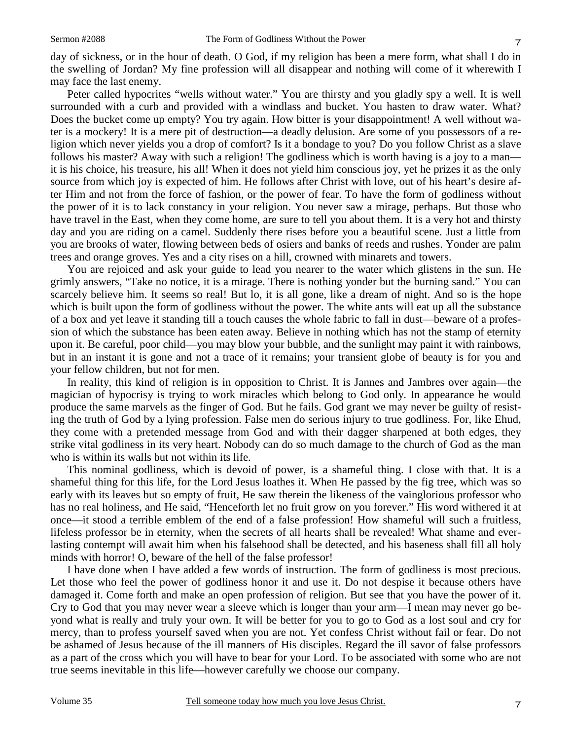day of sickness, or in the hour of death. O God, if my religion has been a mere form, what shall I do in the swelling of Jordan? My fine profession will all disappear and nothing will come of it wherewith I may face the last enemy.

Peter called hypocrites "wells without water." You are thirsty and you gladly spy a well. It is well surrounded with a curb and provided with a windlass and bucket. You hasten to draw water. What? Does the bucket come up empty? You try again. How bitter is your disappointment! A well without water is a mockery! It is a mere pit of destruction—a deadly delusion. Are some of you possessors of a religion which never yields you a drop of comfort? Is it a bondage to you? Do you follow Christ as a slave follows his master? Away with such a religion! The godliness which is worth having is a joy to a man—it is his choice, his treasure, his all! When it does not yield him conscious joy, yet he prizes it as the only source from which joy is expected of him. He follows after Christ with love, out of his heart's desire after Him and not from the force of fashion, or the power of fear. To have the form of godliness without the power of it is to lack constancy in your religion. You never saw a mirage, perhaps. But those who have travel in the East, when they come home, are sure to tell you about them. It is a very hot and thirsty day and you are riding on a camel. Suddenly there rises before you a beautiful scene. Just a little from you are brooks of water, flowing between beds of osiers and banks of reeds and rushes. Yonder are palm trees and orange groves. Yes and a city rises on a hill, crowned with minarets and towers.

You are rejoiced and ask your guide to lead you nearer to the water which glistens in the sun. He grimly answers, "Take no notice, it is a mirage. There is nothing yonder but the burning sand." You can scarcely believe him. It seems so real! But lo, it is all gone, like a dream of night. And so is the hope which is built upon the form of godliness without the power. The white ants will eat up all the substance of a box and yet leave it standing till a touch causes the whole fabric to fall in dust—beware of a profession of which the substance has been eaten away. Believe in nothing which has not the stamp of eternity upon it. Be careful, poor child—you may blow your bubble, and the sunlight may paint it with rainbows, but in an instant it is gone and not a trace of it remains; your transient globe of beauty is for you and your fellow children, but not for men.

In reality, this kind of religion is in opposition to Christ. It is Jannes and Jambres over again—the magician of hypocrisy is trying to work miracles which belong to God only. In appearance he would produce the same marvels as the finger of God. But he fails. God grant we may never be guilty of resisting the truth of God by a lying profession. False men do serious injury to true godliness. For, like Ehud, they come with a pretended message from God and with their dagger sharpened at both edges, they strike vital godliness in its very heart. Nobody can do so much damage to the church of God as the man who is within its walls but not within its life.

This nominal godliness, which is devoid of power, is a shameful thing. I close with that. It is a shameful thing for this life, for the Lord Jesus loathes it. When He passed by the fig tree, which was so early with its leaves but so empty of fruit, He saw therein the likeness of the vainglorious professor who has no real holiness, and He said, "Henceforth let no fruit grow on you forever." His word withered it at once—it stood a terrible emblem of the end of a false profession! How shameful will such a fruitless, lifeless professor be in eternity, when the secrets of all hearts shall be revealed! What shame and everlasting contempt will await him when his falsehood shall be detected, and his baseness shall fill all holy minds with horror! O, beware of the hell of the false professor!

I have done when I have added a few words of instruction. The form of godliness is most precious. Let those who feel the power of godliness honor it and use it. Do not despise it because others have damaged it. Come forth and make an open profession of religion. But see that you have the power of it. Cry to God that you may never wear a sleeve which is longer than your arm—I mean may never go beyond what is really and truly your own. It will be better for you to go to God as a lost soul and cry for mercy, than to profess yourself saved when you are not. Yet confess Christ without fail or fear. Do not be ashamed of Jesus because of the ill manners of His disciples. Regard the ill savor of false professors as a part of the cross which you will have to bear for your Lord. To be associated with some who are not true seems inevitable in this life—however carefully we choose our company.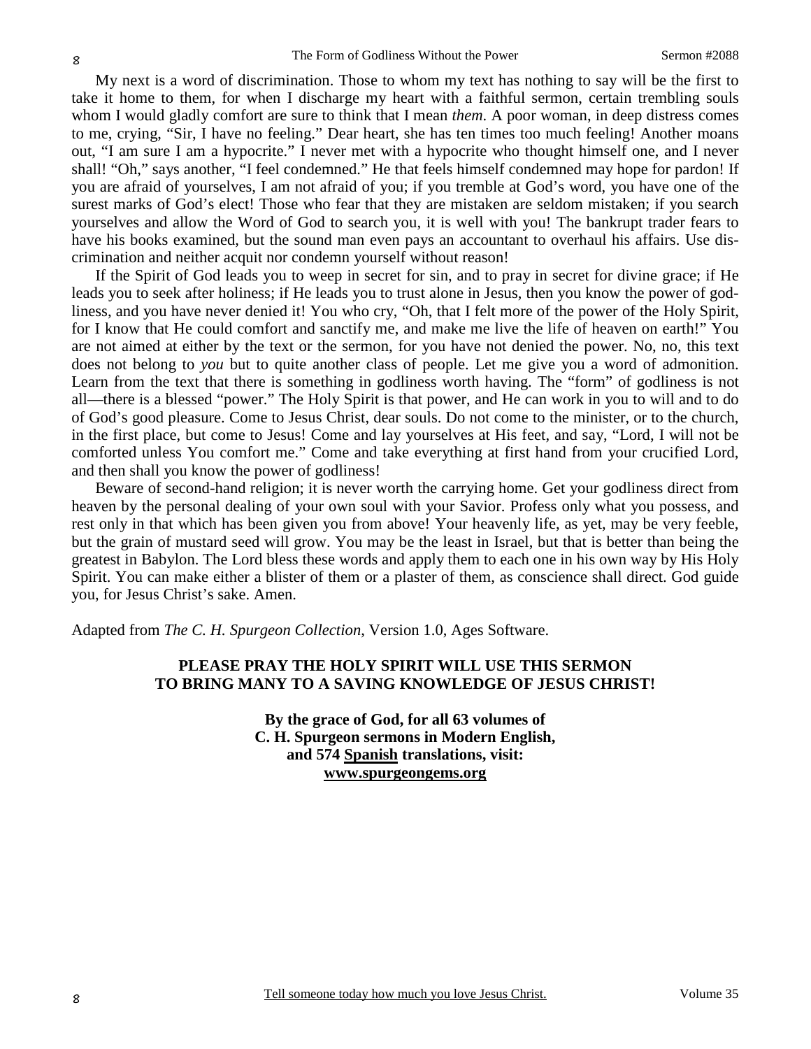My next is a word of discrimination. Those to whom my text has nothing to say will be the first to take it home to them, for when I discharge my heart with a faithful sermon, certain trembling souls whom I would gladly comfort are sure to think that I mean *them*. A poor woman, in deep distress comes to me, crying, "Sir, I have no feeling." Dear heart, she has ten times too much feeling! Another moans out, "I am sure I am a hypocrite." I never met with a hypocrite who thought himself one, and I never shall! "Oh," says another, "I feel condemned." He that feels himself condemned may hope for pardon! If you are afraid of yourselves, I am not afraid of you; if you tremble at God's word, you have one of the surest marks of God's elect! Those who fear that they are mistaken are seldom mistaken; if you search yourselves and allow the Word of God to search you, it is well with you! The bankrupt trader fears to have his books examined, but the sound man even pays an accountant to overhaul his affairs. Use discrimination and neither acquit nor condemn yourself without reason!

If the Spirit of God leads you to weep in secret for sin, and to pray in secret for divine grace; if He leads you to seek after holiness; if He leads you to trust alone in Jesus, then you know the power of godliness, and you have never denied it! You who cry, "Oh, that I felt more of the power of the Holy Spirit, for I know that He could comfort and sanctify me, and make me live the life of heaven on earth!" You are not aimed at either by the text or the sermon, for you have not denied the power. No, no, this text does not belong to *you* but to quite another class of people. Let me give you a word of admonition. Learn from the text that there is something in godliness worth having. The "form" of godliness is not all—there is a blessed "power." The Holy Spirit is that power, and He can work in you to will and to do of God's good pleasure. Come to Jesus Christ, dear souls. Do not come to the minister, or to the church, in the first place, but come to Jesus! Come and lay yourselves at His feet, and say, "Lord, I will not be comforted unless You comfort me." Come and take everything at first hand from your crucified Lord, and then shall you know the power of godliness!

Beware of second-hand religion; it is never worth the carrying home. Get your godliness direct from heaven by the personal dealing of your own soul with your Savior. Profess only what you possess, and rest only in that which has been given you from above! Your heavenly life, as yet, may be very feeble, but the grain of mustard seed will grow. You may be the least in Israel, but that is better than being the greatest in Babylon. The Lord bless these words and apply them to each one in his own way by His Holy Spirit. You can make either a blister of them or a plaster of them, as conscience shall direct. God guide you, for Jesus Christ's sake. Amen.

Adapted from *The C. H. Spurgeon Collection*, Version 1.0, Ages Software.

**PLEASE PRAY THE HOLY SPIRIT WILL USE THIS SERMON TO BRING MANY TO A SAVING KNOWLEDGE OF JESUS CHRIST!**

**By the grace of God, for all 63 volumes of C. H. Spurgeon sermons in Modern English, and 574 Spanish translations, visit: www.spurgeongems.org**

Tell someone today how much you love Jesus Christ.